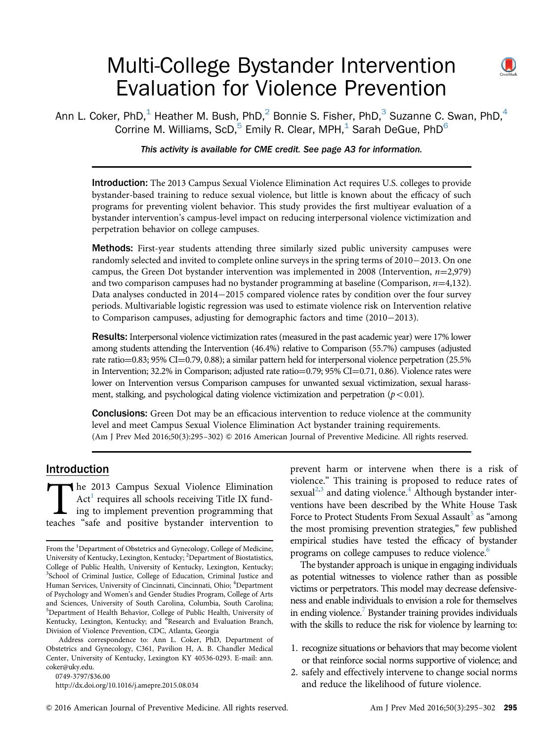# Multi-College Bystander Intervention Evaluation for Violence Prevention

Ann L. Coker, PhD,[1] Heather M. Bush, PhD,[2] Bonnie S. Fisher, PhD,[3] Suzanne C. Swan, PhD,[4] Corrine M. Williams, ScD,[5] Emily R. Clear, MPH,[1] Sarah DeGue, PhD[6]

*This activity is available for CME credit. See page A3 for information.*

**Introduction:** The 2013 Campus Sexual Violence Elimination Act requires U.S. colleges to provide bystander-based training to reduce sexual violence, but little is known about the efficacy of such programs for preventing violent behavior. This study provides the first multiyear evaluation of a bystander intervention's campus-level impact on reducing interpersonal violence victimization and perpetration behavior on college campuses.

**Methods:** First-year students attending three similarly sized public university campuses were randomly selected and invited to complete online surveys in the spring terms of 2010−2013. On one campus, the Green Dot bystander intervention was implemented in 2008 (Intervention, $n$=2,979) and two comparison campuses had no bystander programming at baseline (Comparison, $n$=4,132). Data analyses conducted in 2014−2015 compared violence rates by condition over the four survey periods. Multivariable logistic regression was used to estimate violence risk on Intervention relative to Comparison campuses, adjusting for demographic factors and time (2010−2013).

**Results:** Interpersonal violence victimization rates (measured in the past academic year) were 17% lower among students attending the Intervention (46.4%) relative to Comparison (55.7%) campuses (adjusted rate ratio=0.83; 95% CI=0.79, 0.88); a similar pattern held for interpersonal violence perpetration (25.5% in Intervention; 32.2% in Comparison; adjusted rate ratio=0.79; 95% CI=0.71, 0.86). Violence rates were lower on Intervention versus Comparison campuses for unwanted sexual victimization, sexual harassment, stalking, and psychological dating violence victimization and perpetration ($p<0.01$).

**Conclusions:** Green Dot may be an efficacious intervention to reduce violence at the community level and meet Campus Sexual Violence Elimination Act bystander training requirements.
(Am J Prev Med 2016;50(3):295–302) © 2016 American Journal of Preventive Medicine. All rights reserved.

## Introduction

The 2013 Campus Sexual Violence Elimination Act[1] requires all schools receiving Title IX funding to implement prevention programming that teaches "safe and positive bystander intervention to prevent harm or intervene when there is a risk of violence." This training is proposed to reduce rates of sexual[2,3] and dating violence.[4] Although bystander interventions have been described by the White House Task Force to Protect Students From Sexual Assault[5] as "among the most promising prevention strategies," few published empirical studies have tested the efficacy of bystander programs on college campuses to reduce violence.[6]

The bystander approach is unique in engaging individuals as potential witnesses to violence rather than as possible victims or perpetrators. This model may decrease defensiveness and enable individuals to envision a role for themselves in ending violence.[7] Bystander training provides individuals with the skills to reduce the risk for violence by learning to:

1. recognize situations or behaviors that may become violent or that reinforce social norms supportive of violence; and
2. safely and effectively intervene to change social norms and reduce the likelihood of future violence.

From the [1]Department of Obstetrics and Gynecology, College of Medicine, University of Kentucky, Lexington, Kentucky; [2]Department of Biostatistics, College of Public Health, University of Kentucky, Lexington, Kentucky; [3]School of Criminal Justice, College of Education, Criminal Justice and Human Services, University of Cincinnati, Cincinnati, Ohio; [4]Department of Psychology and Women's and Gender Studies Program, College of Arts and Sciences, University of South Carolina, Columbia, South Carolina; [5]Department of Health Behavior, College of Public Health, University of Kentucky, Lexington, Kentucky; and [6]Research and Evaluation Branch, Division of Violence Prevention, CDC, Atlanta, Georgia

Address correspondence to: Ann L. Coker, PhD, Department of Obstetrics and Gynecology, C361, Pavilion H, A. B. Chandler Medical Center, University of Kentucky, Lexington KY 40536-0293. E-mail: ann.coker@uky.edu.

0749-3797/$36.00

http://dx.doi.org/10.1016/j.amepre.2015.08.034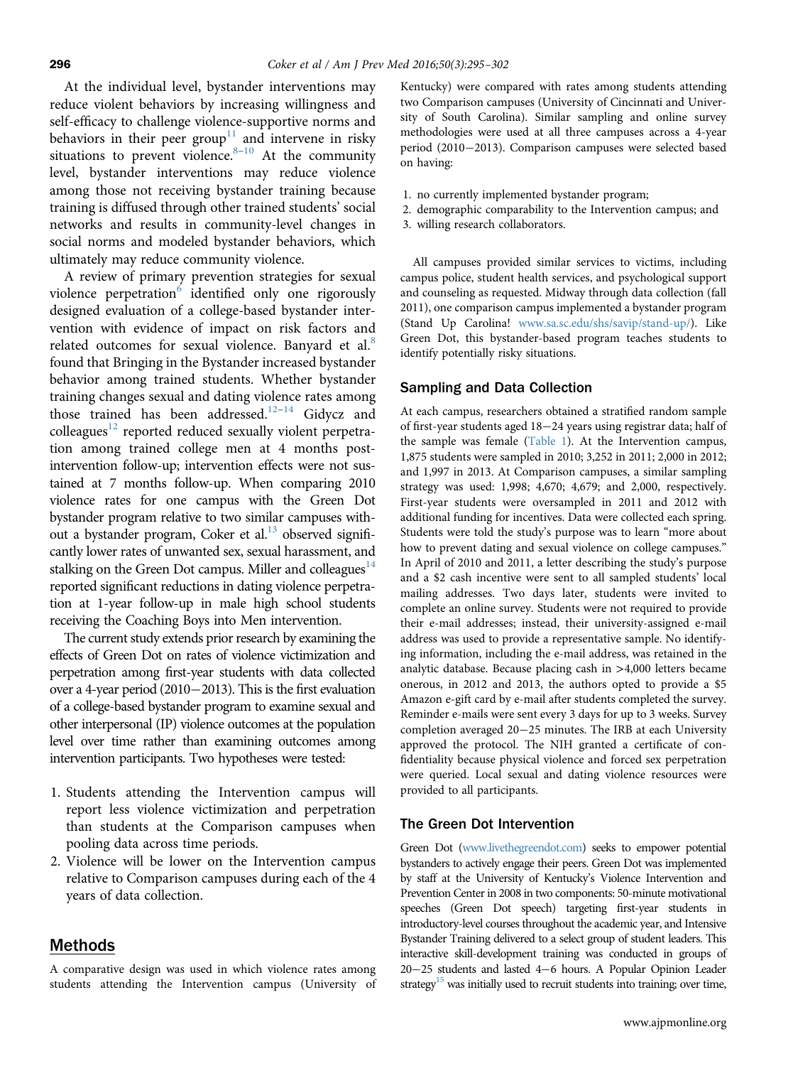At the individual level, bystander interventions may reduce violent behaviors by increasing willingness and self-efficacy to challenge violence-supportive norms and behaviors in their peer group[11] and intervene in risky situations to prevent violence.[8–10] At the community level, bystander interventions may reduce violence among those not receiving bystander training because training is diffused through other trained students' social networks and results in community-level changes in social norms and modeled bystander behaviors, which ultimately may reduce community violence.

A review of primary prevention strategies for sexual violence perpetration[6] identified only one rigorously designed evaluation of a college-based bystander intervention with evidence of impact on risk factors and related outcomes for sexual violence. Banyard et al.[8] found that Bringing in the Bystander increased bystander behavior among trained students. Whether bystander training changes sexual and dating violence rates among those trained has been addressed.[12–14] Gidycz and colleagues[12] reported reduced sexually violent perpetration among trained college men at 4 months post-intervention follow-up; intervention effects were not sustained at 7 months follow-up. When comparing 2010 violence rates for one campus with the Green Dot bystander program relative to two similar campuses without a bystander program, Coker et al.[13] observed significantly lower rates of unwanted sex, sexual harassment, and stalking on the Green Dot campus. Miller and colleagues[14] reported significant reductions in dating violence perpetration at 1-year follow-up in male high school students receiving the Coaching Boys into Men intervention.

The current study extends prior research by examining the effects of Green Dot on rates of violence victimization and perpetration among first-year students with data collected over a 4-year period (2010−2013). This is the first evaluation of a college-based bystander program to examine sexual and other interpersonal (IP) violence outcomes at the population level over time rather than examining outcomes among intervention participants. Two hypotheses were tested:

1. Students attending the Intervention campus will report less violence victimization and perpetration than students at the Comparison campuses when pooling data across time periods.
2. Violence will be lower on the Intervention campus relative to Comparison campuses during each of the 4 years of data collection.

## Methods

A comparative design was used in which violence rates among students attending the Intervention campus (University of Kentucky) were compared with rates among students attending two Comparison campuses (University of Cincinnati and University of South Carolina). Similar sampling and online survey methodologies were used at all three campuses across a 4-year period (2010−2013). Comparison campuses were selected based on having:

1. no currently implemented bystander program;
2. demographic comparability to the Intervention campus; and
3. willing research collaborators.

All campuses provided similar services to victims, including campus police, student health services, and psychological support and counseling as requested. Midway through data collection (fall 2011), one comparison campus implemented a bystander program (Stand Up Carolina! www.sa.sc.edu/shs/savip/stand-up/). Like Green Dot, this bystander-based program teaches students to identify potentially risky situations.

### Sampling and Data Collection

At each campus, researchers obtained a stratified random sample of first-year students aged 18−24 years using registrar data; half of the sample was female (Table 1). At the Intervention campus, 1,875 students were sampled in 2010; 3,252 in 2011; 2,000 in 2012; and 1,997 in 2013. At Comparison campuses, a similar sampling strategy was used: 1,998; 4,670; 4,679; and 2,000, respectively. First-year students were oversampled in 2011 and 2012 with additional funding for incentives. Data were collected each spring. Students were told the study's purpose was to learn "more about how to prevent dating and sexual violence on college campuses." In April of 2010 and 2011, a letter describing the study's purpose and a $2 cash incentive were sent to all sampled students' local mailing addresses. Two days later, students were invited to complete an online survey. Students were not required to provide their e-mail addresses; instead, their university-assigned e-mail address was used to provide a representative sample. No identifying information, including the e-mail address, was retained in the analytic database. Because placing cash in >4,000 letters became onerous, in 2012 and 2013, the authors opted to provide a $5 Amazon e-gift card by e-mail after students completed the survey. Reminder e-mails were sent every 3 days for up to 3 weeks. Survey completion averaged 20−25 minutes. The IRB at each University approved the protocol. The NIH granted a certificate of confidentiality because physical violence and forced sex perpetration were queried. Local sexual and dating violence resources were provided to all participants.

### The Green Dot Intervention

Green Dot (www.livethegreendot.com) seeks to empower potential bystanders to actively engage their peers. Green Dot was implemented by staff at the University of Kentucky's Violence Intervention and Prevention Center in 2008 in two components: 50-minute motivational speeches (Green Dot speech) targeting first-year students in introductory-level courses throughout the academic year, and Intensive Bystander Training delivered to a select group of student leaders. This interactive skill-development training was conducted in groups of 20−25 students and lasted 4−6 hours. A Popular Opinion Leader strategy[15] was initially used to recruit students into training; over time,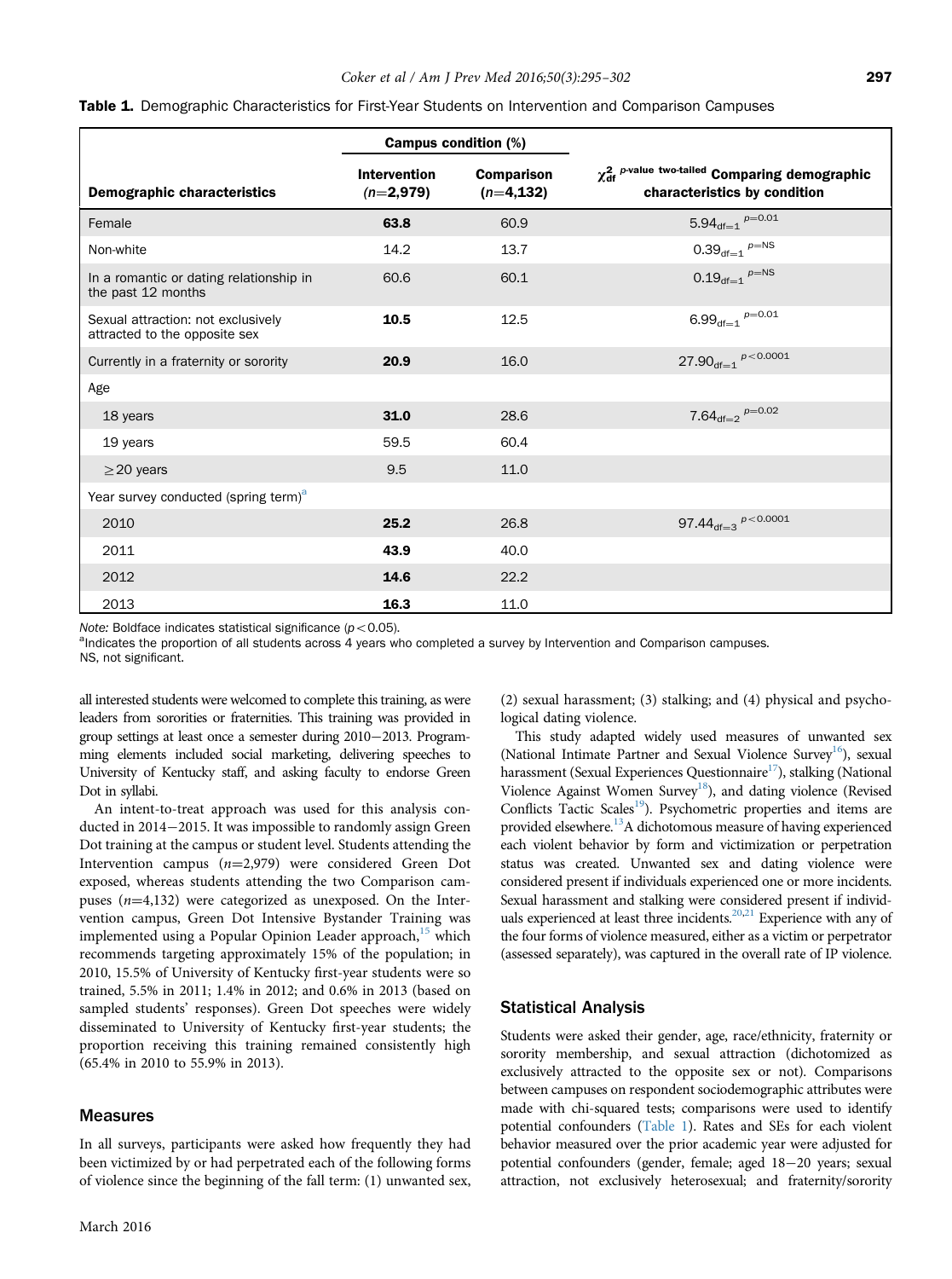**Table 1.** Demographic Characteristics for First-Year Students on Intervention and Comparison Campuses

| Demographic characteristics | Campus condition (%) Intervention ($n$=2,979) | Campus condition (%) Comparison ($n$=4,132) | $\chi^2_{df}$ $^{p\text{-value two-tailed}}$ Comparing demographic characteristics by condition |
|---|---|---|---|
| Female | **63.8** | 60.9 | $5.94_{df=1}$ $^{p=0.01}$ |
| Non-white | 14.2 | 13.7 | $0.39_{df=1}$ $^{p=NS}$ |
| In a romantic or dating relationship in the past 12 months | 60.6 | 60.1 | $0.19_{df=1}$ $^{p=NS}$ |
| Sexual attraction: not exclusively attracted to the opposite sex | **10.5** | 12.5 | $6.99_{df=1}$ $^{p=0.01}$ |
| Currently in a fraternity or sorority | **20.9** | 16.0 | $27.90_{df=1}$ $^{p<0.0001}$ |
| Age | | | |
| 18 years | **31.0** | 28.6 | $7.64_{df=2}$ $^{p=0.02}$ |
| 19 years | 59.5 | 60.4 | |
| ≥20 years | 9.5 | 11.0 | |
| Year survey conducted (spring term)[a] | | | |
| 2010 | **25.2** | 26.8 | $97.44_{df=3}$ $^{p<0.0001}$ |
| 2011 | **43.9** | 40.0 | |
| 2012 | **14.6** | 22.2 | |
| 2013 | **16.3** | 11.0 | |

*Note:* Boldface indicates statistical significance ($p < 0.05$).
[a]Indicates the proportion of all students across 4 years who completed a survey by Intervention and Comparison campuses.
NS, not significant.

all interested students were welcomed to complete this training, as were leaders from sororities or fraternities. This training was provided in group settings at least once a semester during 2010−2013. Programming elements included social marketing, delivering speeches to University of Kentucky staff, and asking faculty to endorse Green Dot in syllabi.

An intent-to-treat approach was used for this analysis conducted in 2014−2015. It was impossible to randomly assign Green Dot training at the campus or student level. Students attending the Intervention campus ($n$=2,979) were considered Green Dot exposed, whereas students attending the two Comparison campuses ($n$=4,132) were categorized as unexposed. On the Intervention campus, Green Dot Intensive Bystander Training was implemented using a Popular Opinion Leader approach,[15] which recommends targeting approximately 15% of the population; in 2010, 15.5% of University of Kentucky first-year students were so trained, 5.5% in 2011; 1.4% in 2012; and 0.6% in 2013 (based on sampled students' responses). Green Dot speeches were widely disseminated to University of Kentucky first-year students; the proportion receiving this training remained consistently high (65.4% in 2010 to 55.9% in 2013).

## Measures

In all surveys, participants were asked how frequently they had been victimized by or had perpetrated each of the following forms of violence since the beginning of the fall term: (1) unwanted sex, (2) sexual harassment; (3) stalking; and (4) physical and psychological dating violence.

This study adapted widely used measures of unwanted sex (National Intimate Partner and Sexual Violence Survey[16]), sexual harassment (Sexual Experiences Questionnaire[17]), stalking (National Violence Against Women Survey[18]), and dating violence (Revised Conflicts Tactic Scales[19]). Psychometric properties and items are provided elsewhere.[13] A dichotomous measure of having experienced each violent behavior by form and victimization or perpetration status was created. Unwanted sex and dating violence were considered present if individuals experienced one or more incidents. Sexual harassment and stalking were considered present if individuals experienced at least three incidents.[20,21] Experience with any of the four forms of violence measured, either as a victim or perpetrator (assessed separately), was captured in the overall rate of IP violence.

## Statistical Analysis

Students were asked their gender, age, race/ethnicity, fraternity or sorority membership, and sexual attraction (dichotomized as exclusively attracted to the opposite sex or not). Comparisons between campuses on respondent sociodemographic attributes were made with chi-squared tests; comparisons were used to identify potential confounders (Table 1). Rates and SEs for each violent behavior measured over the prior academic year were adjusted for potential confounders (gender, female; aged 18−20 years; sexual attraction, not exclusively heterosexual; and fraternity/sorority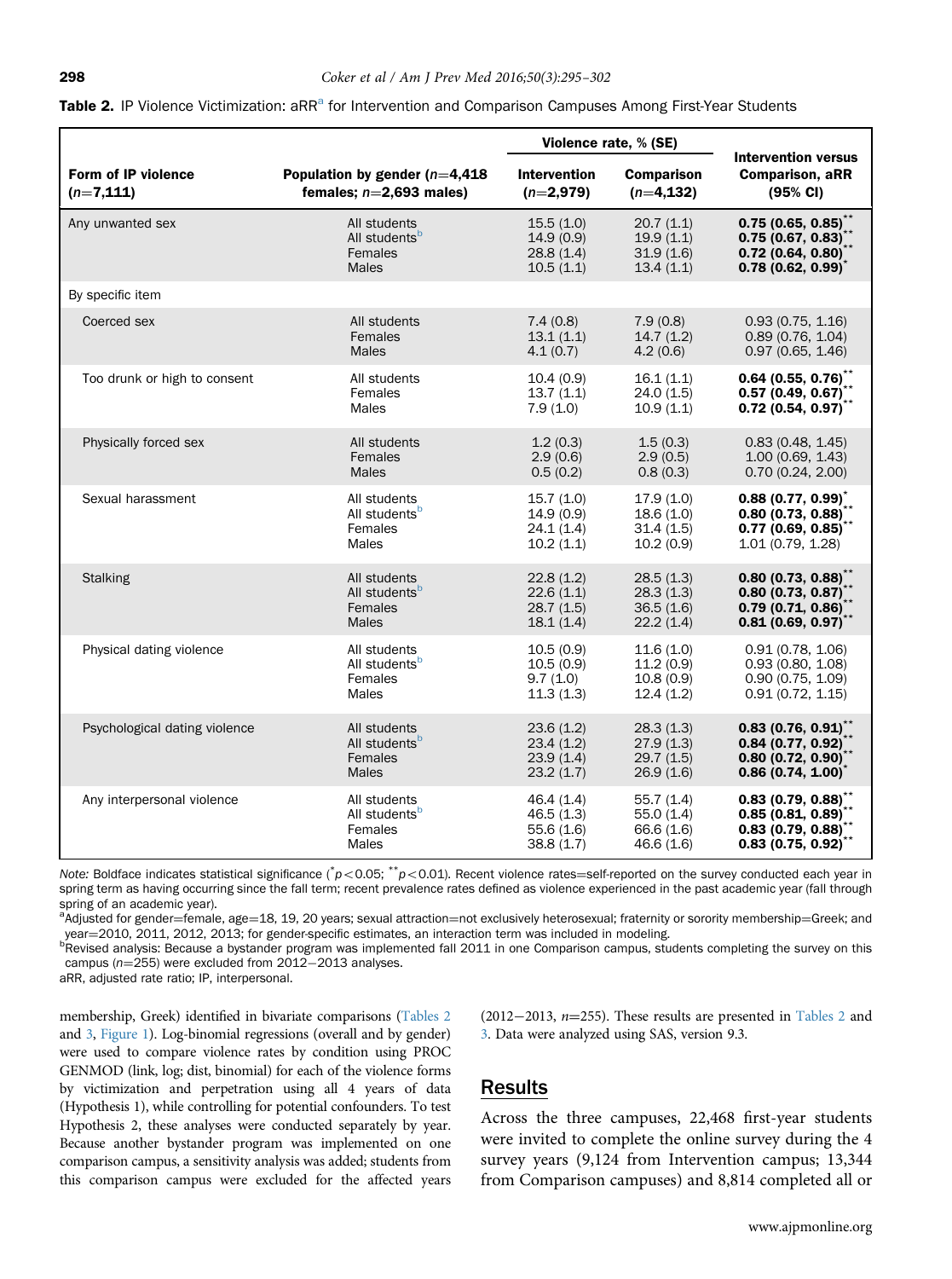**Table 2.** IP Violence Victimization: aRR[a] for Intervention and Comparison Campuses Among First-Year Students

| Form of IP violence ($n$=7,111) | Population by gender ($n$=4,418 females; $n$=2,693 males) | Violence rate, % (SE) Intervention ($n$=2,979) | Violence rate, % (SE) Comparison ($n$=4,132) | Intervention versus Comparison, aRR (95% CI) |
|---|---|---|---|---|
| Any unwanted sex | All students | 15.5 (1.0) | 20.7 (1.1) | **0.75 (0.65, 0.85)**[**] |
| | All students[b] | 14.9 (0.9) | 19.9 (1.1) | **0.75 (0.67, 0.83)**[**] |
| | Females | 28.8 (1.4) | 31.9 (1.6) | **0.72 (0.64, 0.80)**[**] |
| | Males | 10.5 (1.1) | 13.4 (1.1) | **0.78 (0.62, 0.99)**[*] |
| By specific item | | | | |
| Coerced sex | All students | 7.4 (0.8) | 7.9 (0.8) | 0.93 (0.75, 1.16) |
| | Females | 13.1 (1.1) | 14.7 (1.2) | 0.89 (0.76, 1.04) |
| | Males | 4.1 (0.7) | 4.2 (0.6) | 0.97 (0.65, 1.46) |
| Too drunk or high to consent | All students | 10.4 (0.9) | 16.1 (1.1) | **0.64 (0.55, 0.76)**[**] |
| | Females | 13.7 (1.1) | 24.0 (1.5) | **0.57 (0.49, 0.67)**[**] |
| | Males | 7.9 (1.0) | 10.9 (1.1) | **0.72 (0.54, 0.97)**[**] |
| Physically forced sex | All students | 1.2 (0.3) | 1.5 (0.3) | 0.83 (0.48, 1.45) |
| | Females | 2.9 (0.6) | 2.9 (0.5) | 1.00 (0.69, 1.43) |
| | Males | 0.5 (0.2) | 0.8 (0.3) | 0.70 (0.24, 2.00) |
| Sexual harassment | All students | 15.7 (1.0) | 17.9 (1.0) | **0.88 (0.77, 0.99)**[*] |
| | All students[b] | 14.9 (0.9) | 18.6 (1.0) | **0.80 (0.73, 0.88)**[**] |
| | Females | 24.1 (1.4) | 31.4 (1.5) | **0.77 (0.69, 0.85)**[**] |
| | Males | 10.2 (1.1) | 10.2 (0.9) | 1.01 (0.79, 1.28) |
| Stalking | All students | 22.8 (1.2) | 28.5 (1.3) | **0.80 (0.73, 0.88)**[**] |
| | All students[b] | 22.6 (1.1) | 28.3 (1.3) | **0.80 (0.73, 0.87)**[**] |
| | Females | 28.7 (1.5) | 36.5 (1.6) | **0.79 (0.71, 0.86)**[**] |
| | Males | 18.1 (1.4) | 22.2 (1.4) | **0.81 (0.69, 0.97)**[**] |
| Physical dating violence | All students | 10.5 (0.9) | 11.6 (1.0) | 0.91 (0.78, 1.06) |
| | All students[b] | 10.5 (0.9) | 11.2 (0.9) | 0.93 (0.80, 1.08) |
| | Females | 9.7 (1.0) | 10.8 (0.9) | 0.90 (0.75, 1.09) |
| | Males | 11.3 (1.3) | 12.4 (1.2) | 0.91 (0.72, 1.15) |
| Psychological dating violence | All students | 23.6 (1.2) | 28.3 (1.3) | **0.83 (0.76, 0.91)**[**] |
| | All students[b] | 23.4 (1.2) | 27.9 (1.3) | **0.84 (0.77, 0.92)**[**] |
| | Females | 23.9 (1.4) | 29.7 (1.5) | **0.80 (0.72, 0.90)**[**] |
| | Males | 23.2 (1.7) | 26.9 (1.6) | **0.86 (0.74, 1.00)**[*] |
| Any interpersonal violence | All students | 46.4 (1.4) | 55.7 (1.4) | **0.83 (0.79, 0.88)**[**] |
| | All students[b] | 46.5 (1.3) | 55.0 (1.4) | **0.85 (0.81, 0.89)**[**] |
| | Females | 55.6 (1.6) | 66.6 (1.6) | **0.83 (0.79, 0.88)**[**] |
| | Males | 38.8 (1.7) | 46.6 (1.6) | **0.83 (0.75, 0.92)**[**] |

*Note:* Boldface indicates statistical significance (*$p<0.05$; **$p<0.01$). Recent violence rates=self-reported on the survey conducted each year in spring term as having occurring since the fall term; recent prevalence rates defined as violence experienced in the past academic year (fall through spring of an academic year).

[a]Adjusted for gender=female, age=18, 19, 20 years; sexual attraction=not exclusively heterosexual; fraternity or sorority membership=Greek; and year=2010, 2011, 2012, 2013; for gender-specific estimates, an interaction term was included in modeling.

[b]Revised analysis: Because a bystander program was implemented fall 2011 in one Comparison campus, students completing the survey on this campus ($n$=255) were excluded from 2012−2013 analyses.

aRR, adjusted rate ratio; IP, interpersonal.

membership, Greek) identified in bivariate comparisons (Tables 2 and 3, Figure 1). Log-binomial regressions (overall and by gender) were used to compare violence rates by condition using PROC GENMOD (link, log; dist, binomial) for each of the violence forms by victimization and perpetration using all 4 years of data (Hypothesis 1), while controlling for potential confounders. To test Hypothesis 2, these analyses were conducted separately by year. Because another bystander program was implemented on one comparison campus, a sensitivity analysis was added; students from this comparison campus were excluded for the affected years (2012−2013, $n$=255). These results are presented in Tables 2 and 3. Data were analyzed using SAS, version 9.3.

## Results

Across the three campuses, 22,468 first-year students were invited to complete the online survey during the 4 survey years (9,124 from Intervention campus; 13,344 from Comparison campuses) and 8,814 completed all or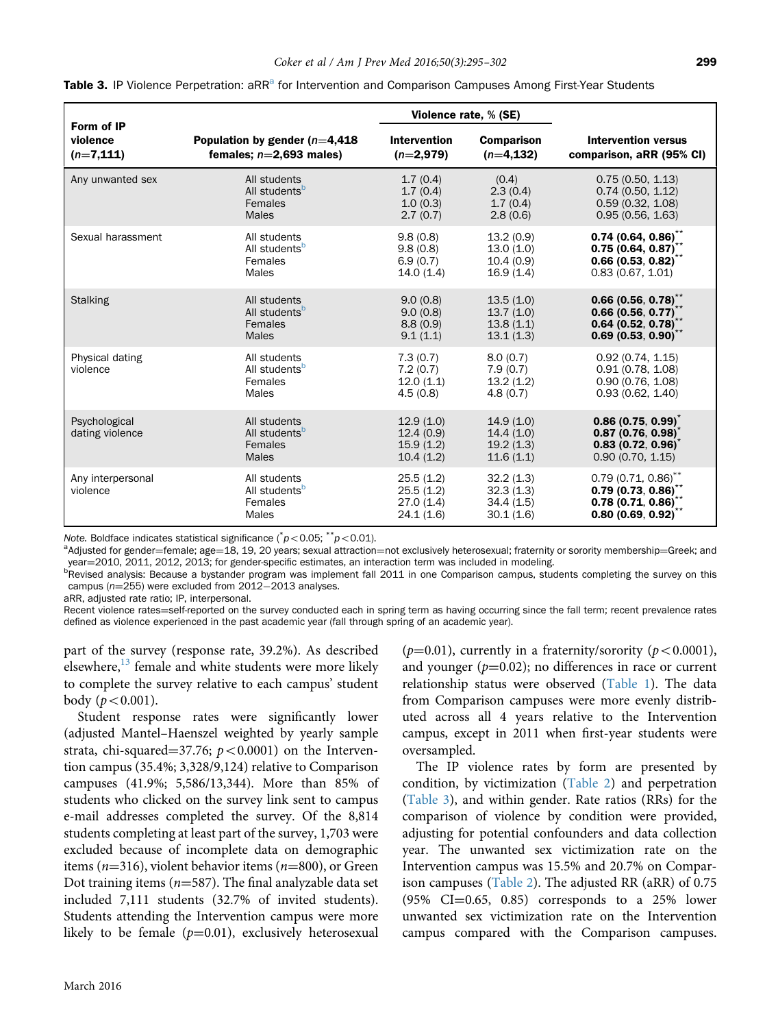**Table 3.** IP Violence Perpetration: aRR[a] for Intervention and Comparison Campuses Among First-Year Students

| Form of IP violence ($n$=7,111) | Population by gender ($n$=4,418 females; $n$=2,693 males) | Violence rate, % (SE) Intervention ($n$=2,979) | Comparison ($n$=4,132) | Intervention versus comparison, aRR (95% CI) |
|---|---|---|---|---|
| Any unwanted sex | All students | 1.7 (0.4) | (0.4) | 0.75 (0.50, 1.13) |
| | All students[b] | 1.7 (0.4) | 2.3 (0.4) | 0.74 (0.50, 1.12) |
| | Females | 1.0 (0.3) | 1.7 (0.4) | 0.59 (0.32, 1.08) |
| | Males | 2.7 (0.7) | 2.8 (0.6) | 0.95 (0.56, 1.63) |
| Sexual harassment | All students | 9.8 (0.8) | 13.2 (0.9) | **0.74 (0.64, 0.86)**** |
| | All students[b] | 9.8 (0.8) | 13.0 (1.0) | **0.75 (0.64, 0.87)**** |
| | Females | 6.9 (0.7) | 10.4 (0.9) | **0.66 (0.53, 0.82)**** |
| | Males | 14.0 (1.4) | 16.9 (1.4) | 0.83 (0.67, 1.01) |
| Stalking | All students | 9.0 (0.8) | 13.5 (1.0) | **0.66 (0.56, 0.78)**** |
| | All students[b] | 9.0 (0.8) | 13.7 (1.0) | **0.66 (0.56, 0.77)**** |
| | Females | 8.8 (0.9) | 13.8 (1.1) | **0.64 (0.52, 0.78)**** |
| | Males | 9.1 (1.1) | 13.1 (1.3) | **0.69 (0.53, 0.90)**** |
| Physical dating violence | All students | 7.3 (0.7) | 8.0 (0.7) | 0.92 (0.74, 1.15) |
| | All students[b] | 7.2 (0.7) | 7.9 (0.7) | 0.91 (0.78, 1.08) |
| | Females | 12.0 (1.1) | 13.2 (1.2) | 0.90 (0.76, 1.08) |
| | Males | 4.5 (0.8) | 4.8 (0.7) | 0.93 (0.62, 1.40) |
| Psychological dating violence | All students | 12.9 (1.0) | 14.9 (1.0) | **0.86 (0.75, 0.99)*** |
| | All students[b] | 12.4 (0.9) | 14.4 (1.0) | **0.87 (0.76, 0.98)*** |
| | Females | 15.9 (1.2) | 19.2 (1.3) | **0.83 (0.72, 0.96)*** |
| | Males | 10.4 (1.2) | 11.6 (1.1) | 0.90 (0.70, 1.15) |
| Any interpersonal violence | All students | 25.5 (1.2) | 32.2 (1.3) | 0.79 (0.71, 0.86)** |
| | All students[b] | 25.5 (1.2) | 32.3 (1.3) | **0.79 (0.73, 0.86)**** |
| | Females | 27.0 (1.4) | 34.4 (1.5) | **0.78 (0.71, 0.86)**** |
| | Males | 24.1 (1.6) | 30.1 (1.6) | **0.80 (0.69, 0.92)**** |

*Note.* Boldface indicates statistical significance (*$p<0.05$; **$p<0.01$).
[a]Adjusted for gender=female; age=18, 19, 20 years; sexual attraction=not exclusively heterosexual; fraternity or sorority membership=Greek; and year=2010, 2011, 2012, 2013; for gender-specific estimates, an interaction term was included in modeling.
[b]Revised analysis: Because a bystander program was implement fall 2011 in one Comparison campus, students completing the survey on this campus ($n$=255) were excluded from 2012–2013 analyses.
aRR, adjusted rate ratio; IP, interpersonal.
Recent violence rates=self-reported on the survey conducted each in spring term as having occurring since the fall term; recent prevalence rates defined as violence experienced in the past academic year (fall through spring of an academic year).

part of the survey (response rate, 39.2%). As described elsewhere,[13] female and white students were more likely to complete the survey relative to each campus' student body ($p<0.001$).

Student response rates were significantly lower (adjusted Mantel–Haenszel weighted by yearly sample strata, chi-squared=37.76; $p<0.0001$) on the Intervention campus (35.4%; 3,328/9,124) relative to Comparison campuses (41.9%; 5,586/13,344). More than 85% of students who clicked on the survey link sent to campus e-mail addresses completed the survey. Of the 8,814 students completing at least part of the survey, 1,703 were excluded because of incomplete data on demographic items ($n$=316), violent behavior items ($n$=800), or Green Dot training items ($n$=587). The final analyzable data set included 7,111 students (32.7% of invited students). Students attending the Intervention campus were more likely to be female ($p$=0.01), exclusively heterosexual ($p$=0.01), currently in a fraternity/sorority ($p<0.0001$), and younger ($p$=0.02); no differences in race or current relationship status were observed (Table 1). The data from Comparison campuses were more evenly distributed across all 4 years relative to the Intervention campus, except in 2011 when first-year students were oversampled.

The IP violence rates by form are presented by condition, by victimization (Table 2) and perpetration (Table 3), and within gender. Rate ratios (RRs) for the comparison of violence by condition were provided, adjusting for potential confounders and data collection year. The unwanted sex victimization rate on the Intervention campus was 15.5% and 20.7% on Comparison campuses (Table 2). The adjusted RR (aRR) of 0.75 (95% CI=0.65, 0.85) corresponds to a 25% lower unwanted sex victimization rate on the Intervention campus compared with the Comparison campuses.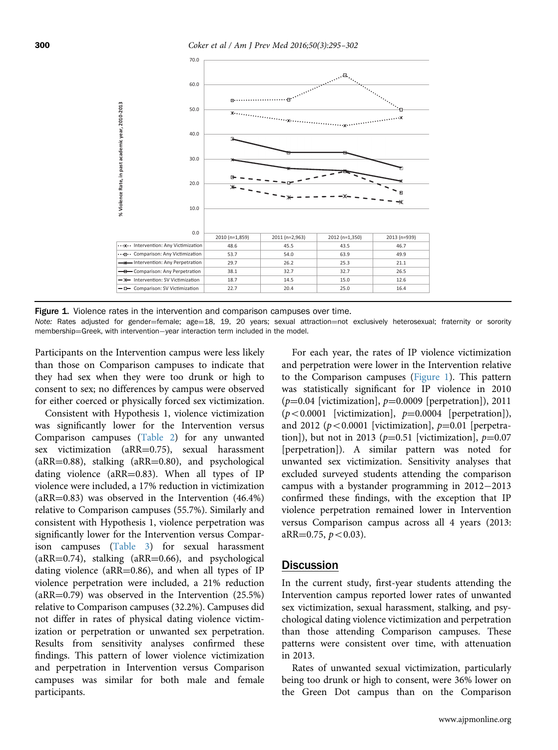| | 2010 (n=1,859) | 2011 (n=2,963) | 2012 (n=1,350) | 2013 (n=939) |
|---|---|---|---|---|
| Intervention: Any Victimization | 48.6 | 45.5 | 43.5 | 46.7 |
| Comparison: Any Victimization | 53.7 | 54.0 | 63.9 | 49.9 |
| Intervention: Any Perpetration | 29.7 | 26.2 | 25.3 | 21.1 |
| Comparison: Any Perpetration | 38.1 | 32.7 | 32.7 | 26.5 |
| Intervention: SV Victimization | 18.7 | 14.5 | 15.0 | 12.6 |
| Comparison: SV Victimization | 22.7 | 20.4 | 25.0 | 16.4 |

**Figure 1.** Violence rates in the intervention and comparison campuses over time.
*Note:* Rates adjusted for gender=female; age=18, 19, 20 years; sexual attraction=not exclusively heterosexual; fraternity or sorority membership=Greek, with intervention−year interaction term included in the model.

Participants on the Intervention campus were less likely than those on Comparison campuses to indicate that they had sex when they were too drunk or high to consent to sex; no differences by campus were observed for either coerced or physically forced sex victimization.

Consistent with Hypothesis 1, violence victimization was significantly lower for the Intervention versus Comparison campuses (Table 2) for any unwanted sex victimization (aRR=0.75), sexual harassment (aRR=0.88), stalking (aRR=0.80), and psychological dating violence (aRR=0.83). When all types of IP violence were included, a 17% reduction in victimization (aRR=0.83) was observed in the Intervention (46.4%) relative to Comparison campuses (55.7%). Similarly and consistent with Hypothesis 1, violence perpetration was significantly lower for the Intervention versus Comparison campuses (Table 3) for sexual harassment (aRR=0.74), stalking (aRR=0.66), and psychological dating violence (aRR=0.86), and when all types of IP violence perpetration were included, a 21% reduction (aRR=0.79) was observed in the Intervention (25.5%) relative to Comparison campuses (32.2%). Campuses did not differ in rates of physical dating violence victimization or perpetration or unwanted sex perpetration. Results from sensitivity analyses confirmed these findings. This pattern of lower violence victimization and perpetration in Intervention versus Comparison campuses was similar for both male and female participants.

For each year, the rates of IP violence victimization and perpetration were lower in the Intervention relative to the Comparison campuses (Figure 1). This pattern was statistically significant for IP violence in 2010 ($p$=0.04 [victimization], $p$=0.0009 [perpetration]), 2011 ($p<0.0001$ [victimization], $p$=0.0004 [perpetration]), and 2012 ($p<0.0001$ [victimization], $p$=0.01 [perpetration]), but not in 2013 ($p$=0.51 [victimization], $p$=0.07 [perpetration]). A similar pattern was noted for unwanted sex victimization. Sensitivity analyses that excluded surveyed students attending the comparison campus with a bystander programming in 2012−2013 confirmed these findings, with the exception that IP violence perpetration remained lower in Intervention versus Comparison campus across all 4 years (2013: aRR=0.75, $p<0.03$).

## Discussion

In the current study, first-year students attending the Intervention campus reported lower rates of unwanted sex victimization, sexual harassment, stalking, and psychological dating violence victimization and perpetration than those attending Comparison campuses. These patterns were consistent over time, with attenuation in 2013.

Rates of unwanted sexual victimization, particularly being too drunk or high to consent, were 36% lower on the Green Dot campus than on the Comparison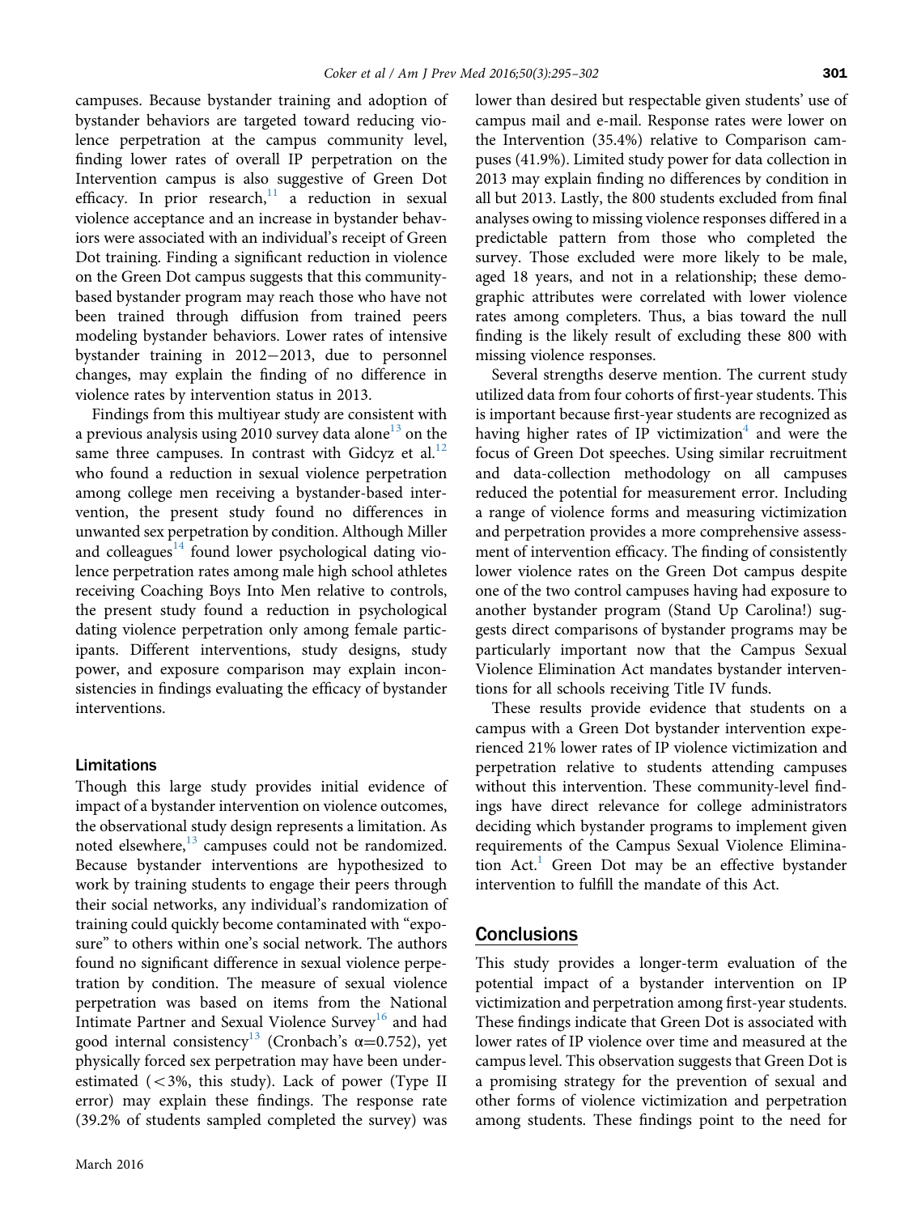campuses. Because bystander training and adoption of bystander behaviors are targeted toward reducing violence perpetration at the campus community level, finding lower rates of overall IP perpetration on the Intervention campus is also suggestive of Green Dot efficacy. In prior research,[11] a reduction in sexual violence acceptance and an increase in bystander behaviors were associated with an individual's receipt of Green Dot training. Finding a significant reduction in violence on the Green Dot campus suggests that this community-based bystander program may reach those who have not been trained through diffusion from trained peers modeling bystander behaviors. Lower rates of intensive bystander training in 2012−2013, due to personnel changes, may explain the finding of no difference in violence rates by intervention status in 2013.

Findings from this multiyear study are consistent with a previous analysis using 2010 survey data alone[13] on the same three campuses. In contrast with Gidcyz et al.[12] who found a reduction in sexual violence perpetration among college men receiving a bystander-based intervention, the present study found no differences in unwanted sex perpetration by condition. Although Miller and colleagues[14] found lower psychological dating violence perpetration rates among male high school athletes receiving Coaching Boys Into Men relative to controls, the present study found a reduction in psychological dating violence perpetration only among female participants. Different interventions, study designs, study power, and exposure comparison may explain inconsistencies in findings evaluating the efficacy of bystander interventions.

### Limitations

Though this large study provides initial evidence of impact of a bystander intervention on violence outcomes, the observational study design represents a limitation. As noted elsewhere,[13] campuses could not be randomized. Because bystander interventions are hypothesized to work by training students to engage their peers through their social networks, any individual's randomization of training could quickly become contaminated with "exposure" to others within one's social network. The authors found no significant difference in sexual violence perpetration by condition. The measure of sexual violence perpetration was based on items from the National Intimate Partner and Sexual Violence Survey[16] and had good internal consistency[13] (Cronbach's $\alpha$=0.752), yet physically forced sex perpetration may have been underestimated (<3%, this study). Lack of power (Type II error) may explain these findings. The response rate (39.2% of students sampled completed the survey) was lower than desired but respectable given students' use of campus mail and e-mail. Response rates were lower on the Intervention (35.4%) relative to Comparison campuses (41.9%). Limited study power for data collection in 2013 may explain finding no differences by condition in all but 2013. Lastly, the 800 students excluded from final analyses owing to missing violence responses differed in a predictable pattern from those who completed the survey. Those excluded were more likely to be male, aged 18 years, and not in a relationship; these demographic attributes were correlated with lower violence rates among completers. Thus, a bias toward the null finding is the likely result of excluding these 800 with missing violence responses.

Several strengths deserve mention. The current study utilized data from four cohorts of first-year students. This is important because first-year students are recognized as having higher rates of IP victimization[4] and were the focus of Green Dot speeches. Using similar recruitment and data-collection methodology on all campuses reduced the potential for measurement error. Including a range of violence forms and measuring victimization and perpetration provides a more comprehensive assessment of intervention efficacy. The finding of consistently lower violence rates on the Green Dot campus despite one of the two control campuses having had exposure to another bystander program (Stand Up Carolina!) suggests direct comparisons of bystander programs may be particularly important now that the Campus Sexual Violence Elimination Act mandates bystander interventions for all schools receiving Title IV funds.

These results provide evidence that students on a campus with a Green Dot bystander intervention experienced 21% lower rates of IP violence victimization and perpetration relative to students attending campuses without this intervention. These community-level findings have direct relevance for college administrators deciding which bystander programs to implement given requirements of the Campus Sexual Violence Elimination Act.[1] Green Dot may be an effective bystander intervention to fulfill the mandate of this Act.

## Conclusions

This study provides a longer-term evaluation of the potential impact of a bystander intervention on IP victimization and perpetration among first-year students. These findings indicate that Green Dot is associated with lower rates of IP violence over time and measured at the campus level. This observation suggests that Green Dot is a promising strategy for the prevention of sexual and other forms of violence victimization and perpetration among students. These findings point to the need for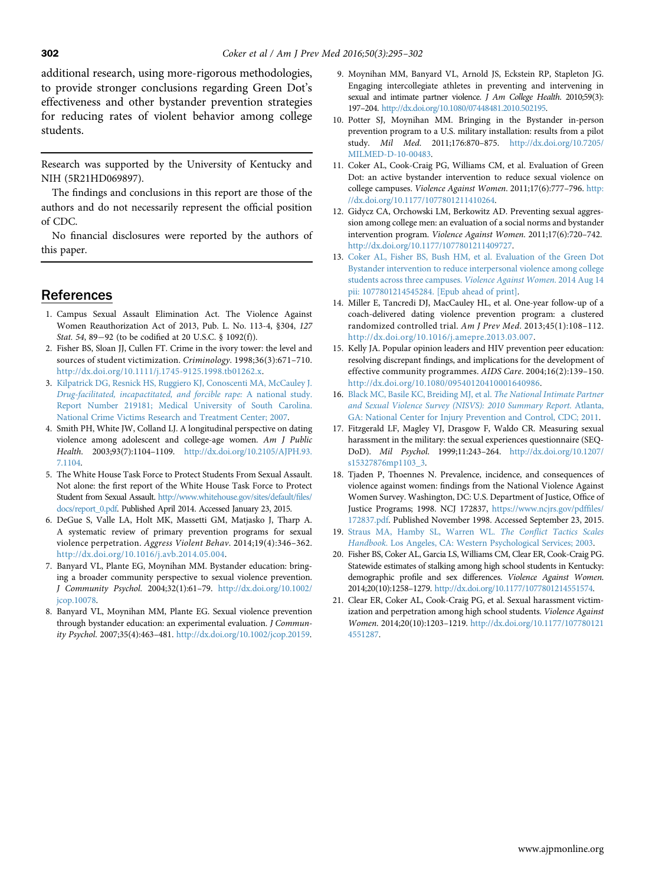additional research, using more-rigorous methodologies, to provide stronger conclusions regarding Green Dot's effectiveness and other bystander prevention strategies for reducing rates of violent behavior among college students.

Research was supported by the University of Kentucky and NIH (5R21HD069897).

The findings and conclusions in this report are those of the authors and do not necessarily represent the official position of CDC.

No financial disclosures were reported by the authors of this paper.

## References

1. Campus Sexual Assault Elimination Act. The Violence Against Women Reauthorization Act of 2013, Pub. L. No. 113-4, §304, *127 Stat. 54*, 89−92 (to be codified at 20 U.S.C. § 1092(f)).
2. Fisher BS, Sloan JJ, Cullen FT. Crime in the ivory tower: the level and sources of student victimization. *Criminology*. 1998;36(3):671–710. http://dx.doi.org/10.1111/j.1745-9125.1998.tb01262.x.
3. Kilpatrick DG, Resnick HS, Ruggiero KJ, Conoscenti MA, McCauley J. *Drug-facilitated, incapactitated, and forcible rape:* A national study. Report Number 219181; Medical University of South Carolina. National Crime Victims Research and Treatment Center; 2007.
4. Smith PH, White JW, Colland LJ. A longitudinal perspective on dating violence among adolescent and college-age women. *Am J Public Health*. 2003;93(7):1104–1109. http://dx.doi.org/10.2105/AJPH.93.7.1104.
5. The White House Task Force to Protect Students From Sexual Assault. Not alone: the first report of the White House Task Force to Protect Student from Sexual Assault. http://www.whitehouse.gov/sites/default/files/docs/report_0.pdf. Published April 2014. Accessed January 23, 2015.
6. DeGue S, Valle LA, Holt MK, Massetti GM, Matjasko J, Tharp A. A systematic review of primary prevention programs for sexual violence perpetration. *Aggress Violent Behav*. 2014;19(4):346–362. http://dx.doi.org/10.1016/j.avb.2014.05.004.
7. Banyard VL, Plante EG, Moynihan MM. Bystander education: bringing a broader community perspective to sexual violence prevention. *J Community Psychol*. 2004;32(1):61–79. http://dx.doi.org/10.1002/jcop.10078.
8. Banyard VL, Moynihan MM, Plante EG. Sexual violence prevention through bystander education: an experimental evaluation. *J Community Psychol*. 2007;35(4):463–481. http://dx.doi.org/10.1002/jcop.20159.
9. Moynihan MM, Banyard VL, Arnold JS, Eckstein RP, Stapleton JG. Engaging intercollegiate athletes in preventing and intervening in sexual and intimate partner violence. *J Am College Health*. 2010;59(3):197–204. http://dx.doi.org/10.1080/07448481.2010.502195.
10. Potter SJ, Moynihan MM. Bringing in the Bystander in-person prevention program to a U.S. military installation: results from a pilot study. *Mil Med*. 2011;176:870–875. http://dx.doi.org/10.7205/MILMED-D-10-00483.
11. Coker AL, Cook-Craig PG, Williams CM, et al. Evaluation of Green Dot: an active bystander intervention to reduce sexual violence on college campuses. *Violence Against Women*. 2011;17(6):777–796. http://dx.doi.org/10.1177/1077801211410264.
12. Gidycz CA, Orchowski LM, Berkowitz AD. Preventing sexual aggression among college men: an evaluation of a social norms and bystander intervention program. *Violence Against Women*. 2011;17(6):720–742. http://dx.doi.org/10.1177/1077801211409727.
13. Coker AL, Fisher BS, Bush HM, et al. Evaluation of the Green Dot Bystander intervention to reduce interpersonal violence among college students across three campuses. *Violence Against Women*. 2014 Aug 14 pii: 1077801214545284. [Epub ahead of print].
14. Miller E, Tancredi DJ, MacCauley HL, et al. One-year follow-up of a coach-delivered dating violence prevention program: a clustered randomized controlled trial. *Am J Prev Med*. 2013;45(1):108–112. http://dx.doi.org/10.1016/j.amepre.2013.03.007.
15. Kelly JA. Popular opinion leaders and HIV prevention peer education: resolving discrepant findings, and implications for the development of effective community programmes. *AIDS Care*. 2004;16(2):139–150. http://dx.doi.org/10.1080/09540120410001640986.
16. Black MC, Basile KC, Breiding MJ, et al. *The National Intimate Partner and Sexual Violence Survey (NISVS): 2010 Summary Report*. Atlanta, GA: National Center for Injury Prevention and Control, CDC; 2011.
17. Fitzgerald LF, Magley VJ, Drasgow F, Waldo CR. Measuring sexual harassment in the military: the sexual experiences questionnaire (SEQ-DoD). *Mil Psychol*. 1999;11:243–264. http://dx.doi.org/10.1207/s15327876mp1103_3.
18. Tjaden P, Thoennes N. Prevalence, incidence, and consequences of violence against women: findings from the National Violence Against Women Survey. Washington, DC: U.S. Department of Justice, Office of Justice Programs; 1998. NCJ 172837, https://www.ncjrs.gov/pdffiles/172837.pdf. Published November 1998. Accessed September 23, 2015.
19. Straus MA, Hamby SL, Warren WL. *The Conflict Tactics Scales Handbook*. Los Angeles, CA: Western Psychological Services; 2003.
20. Fisher BS, Coker AL, Garcia LS, Williams CM, Clear ER, Cook-Craig PG. Statewide estimates of stalking among high school students in Kentucky: demographic profile and sex differences. *Violence Against Women*. 2014;20(10):1258–1279. http://dx.doi.org/10.1177/1077801214551574.
21. Clear ER, Coker AL, Cook-Craig PG, et al. Sexual harassment victimization and perpetration among high school students. *Violence Against Women*. 2014;20(10):1203–1219. http://dx.doi.org/10.1177/1077801214551287.